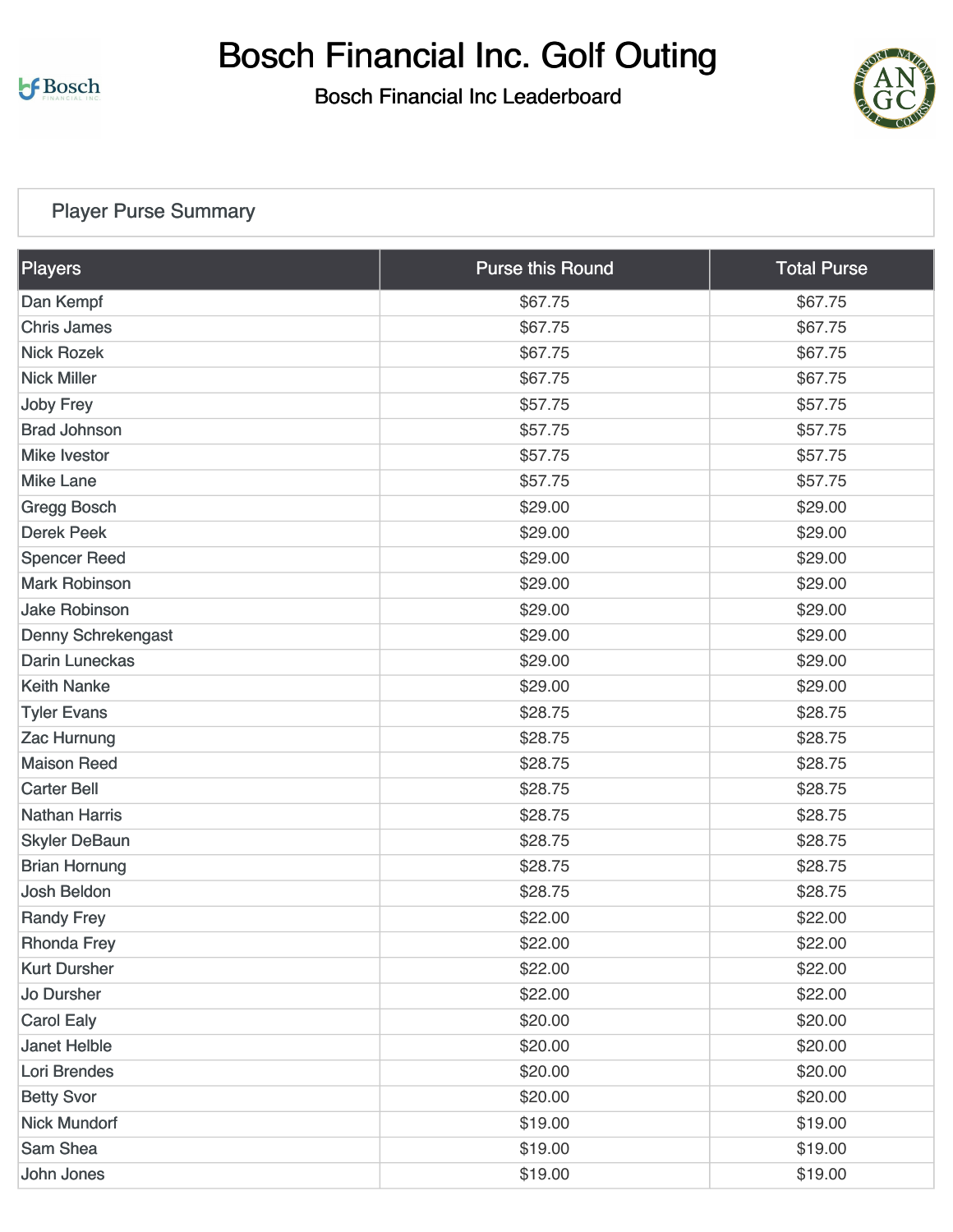# Bosch Financial Inc. Golf Outing

## Bosch Financial Inc Leaderboard

### Player Purse Summary

| Players | Purse this Round | Total Purse |
|---|---|---|
| Dan Kempf | $67.75 | $67.75 |
| Chris James | $67.75 | $67.75 |
| Nick Rozek | $67.75 | $67.75 |
| Nick Miller | $67.75 | $67.75 |
| Joby Frey | $57.75 | $57.75 |
| Brad Johnson | $57.75 | $57.75 |
| Mike Ivestor | $57.75 | $57.75 |
| Mike Lane | $57.75 | $57.75 |
| Gregg Bosch | $29.00 | $29.00 |
| Derek Peek | $29.00 | $29.00 |
| Spencer Reed | $29.00 | $29.00 |
| Mark Robinson | $29.00 | $29.00 |
| Jake Robinson | $29.00 | $29.00 |
| Denny Schrekengast | $29.00 | $29.00 |
| Darin Luneckas | $29.00 | $29.00 |
| Keith Nanke | $29.00 | $29.00 |
| Tyler Evans | $28.75 | $28.75 |
| Zac Hurnung | $28.75 | $28.75 |
| Maison Reed | $28.75 | $28.75 |
| Carter Bell | $28.75 | $28.75 |
| Nathan Harris | $28.75 | $28.75 |
| Skyler DeBaun | $28.75 | $28.75 |
| Brian Hornung | $28.75 | $28.75 |
| Josh Beldon | $28.75 | $28.75 |
| Randy Frey | $22.00 | $22.00 |
| Rhonda Frey | $22.00 | $22.00 |
| Kurt Dursher | $22.00 | $22.00 |
| Jo Dursher | $22.00 | $22.00 |
| Carol Ealy | $20.00 | $20.00 |
| Janet Helble | $20.00 | $20.00 |
| Lori Brendes | $20.00 | $20.00 |
| Betty Svor | $20.00 | $20.00 |
| Nick Mundorf | $19.00 | $19.00 |
| Sam Shea | $19.00 | $19.00 |
| John Jones | $19.00 | $19.00 |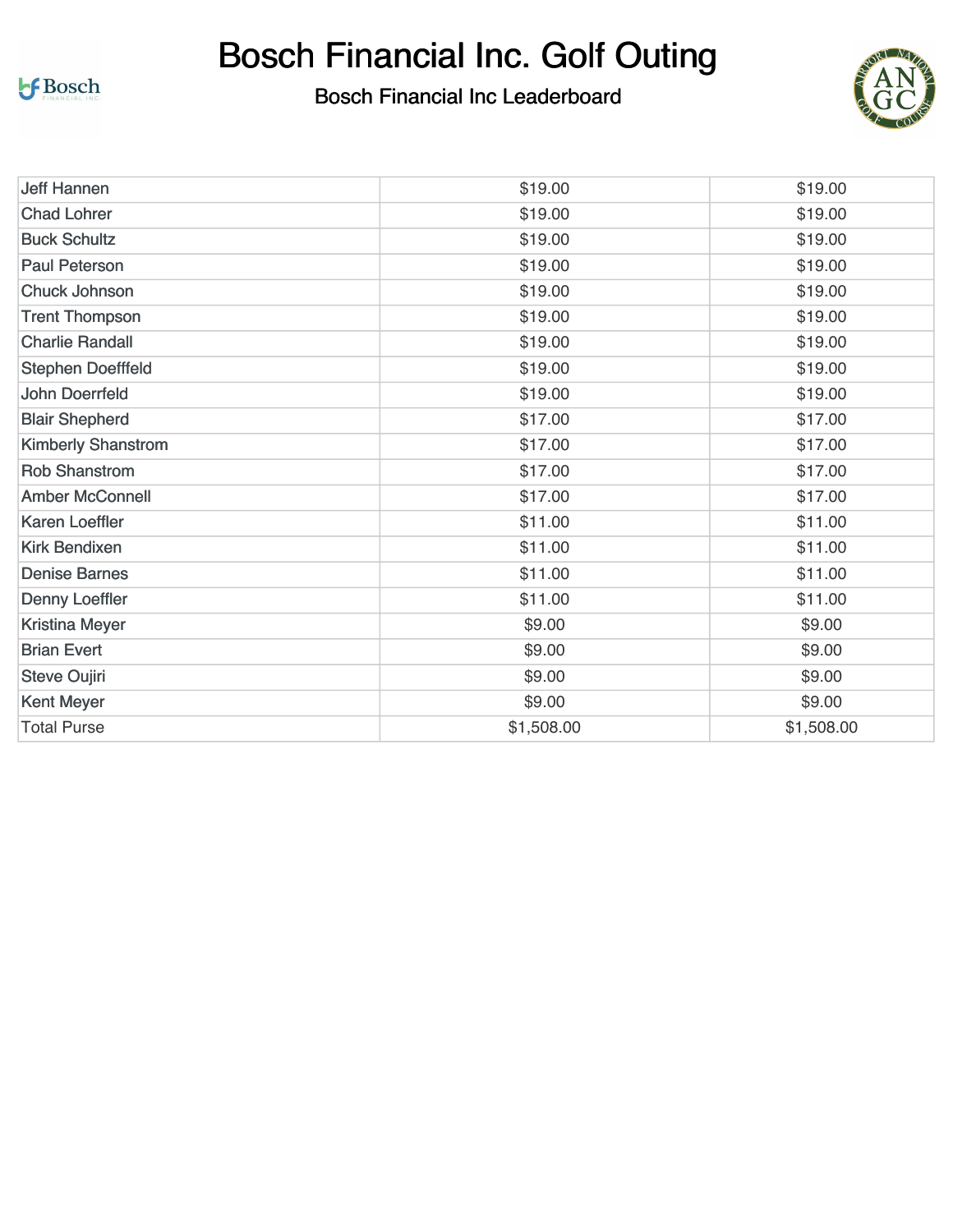# Bosch Financial Inc. Golf Outing

## Bosch Financial Inc Leaderboard

| | | |
|---|---|---|
| Jeff Hannen | $19.00 | $19.00 |
| Chad Lohrer | $19.00 | $19.00 |
| Buck Schultz | $19.00 | $19.00 |
| Paul Peterson | $19.00 | $19.00 |
| Chuck Johnson | $19.00 | $19.00 |
| Trent Thompson | $19.00 | $19.00 |
| Charlie Randall | $19.00 | $19.00 |
| Stephen Doefffeld | $19.00 | $19.00 |
| John Doerrfeld | $19.00 | $19.00 |
| Blair Shepherd | $17.00 | $17.00 |
| Kimberly Shanstrom | $17.00 | $17.00 |
| Rob Shanstrom | $17.00 | $17.00 |
| Amber McConnell | $17.00 | $17.00 |
| Karen Loeffler | $11.00 | $11.00 |
| Kirk Bendixen | $11.00 | $11.00 |
| Denise Barnes | $11.00 | $11.00 |
| Denny Loeffler | $11.00 | $11.00 |
| Kristina Meyer | $9.00 | $9.00 |
| Brian Evert | $9.00 | $9.00 |
| Steve Oujiri | $9.00 | $9.00 |
| Kent Meyer | $9.00 | $9.00 |
| Total Purse | $1,508.00 | $1,508.00 |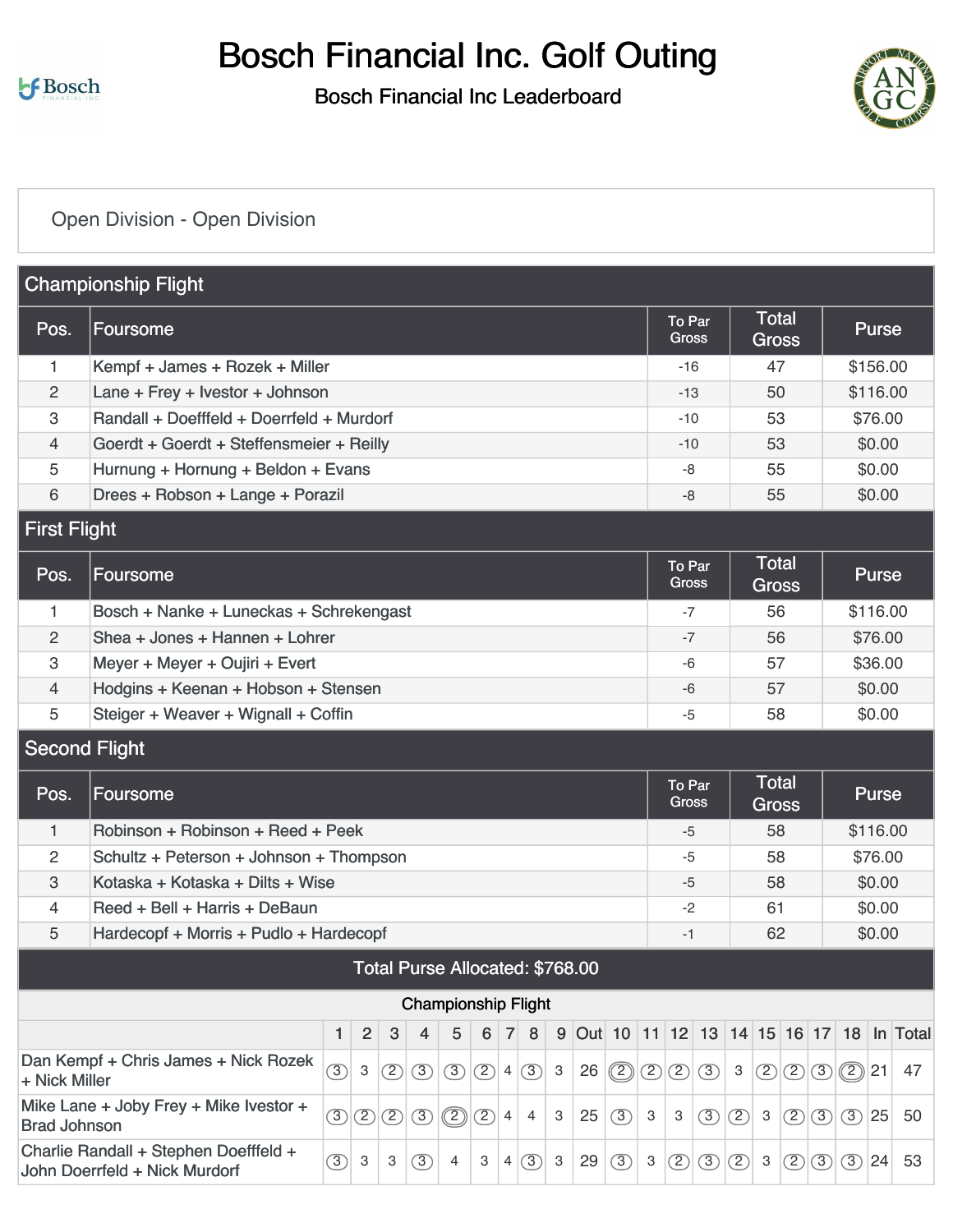# Bosch Financial Inc. Golf Outing

## Bosch Financial Inc Leaderboard

Open Division - Open Division

### Championship Flight

| Pos. | Foursome | To Par Gross | Total Gross | Purse |
|---|---|---|---|---|
| 1 | Kempf + James + Rozek + Miller | -16 | 47 | $156.00 |
| 2 | Lane + Frey + Ivestor + Johnson | -13 | 50 | $116.00 |
| 3 | Randall + Doefffeld + Doerrfeld + Murdorf | -10 | 53 | $76.00 |
| 4 | Goerdt + Goerdt + Steffensmeier + Reilly | -10 | 53 | $0.00 |
| 5 | Hurnung + Hornung + Beldon + Evans | -8 | 55 | $0.00 |
| 6 | Drees + Robson + Lange + Porazil | -8 | 55 | $0.00 |

### First Flight

| Pos. | Foursome | To Par Gross | Total Gross | Purse |
|---|---|---|---|---|
| 1 | Bosch + Nanke + Luneckas + Schrekengast | -7 | 56 | $116.00 |
| 2 | Shea + Jones + Hannen + Lohrer | -7 | 56 | $76.00 |
| 3 | Meyer + Meyer + Oujiri + Evert | -6 | 57 | $36.00 |
| 4 | Hodgins + Keenan + Hobson + Stensen | -6 | 57 | $0.00 |
| 5 | Steiger + Weaver + Wignall + Coffin | -5 | 58 | $0.00 |

### Second Flight

| Pos. | Foursome | To Par Gross | Total Gross | Purse |
|---|---|---|---|---|
| 1 | Robinson + Robinson + Reed + Peek | -5 | 58 | $116.00 |
| 2 | Schultz + Peterson + Johnson + Thompson | -5 | 58 | $76.00 |
| 3 | Kotaska + Kotaska + Dilts + Wise | -5 | 58 | $0.00 |
| 4 | Reed + Bell + Harris + DeBaun | -2 | 61 | $0.00 |
| 5 | Hardecopf + Morris + Pudlo + Hardecopf | -1 | 62 | $0.00 |

Total Purse Allocated: $768.00

### Championship Flight

| | 1 | 2 | 3 | 4 | 5 | 6 | 7 | 8 | 9 | Out | 10 | 11 | 12 | 13 | 14 | 15 | 16 | 17 | 18 | In | Total |
|---|---|---|---|---|---|---|---|---|---|---|---|---|---|---|---|---|---|---|---|---|---|
| Dan Kempf + Chris James + Nick Rozek + Nick Miller | 3 | 3 | 2 | 3 | 3 | 2 | 4 | 3 | 3 | 26 | 2 | 2 | 2 | 3 | 3 | 2 | 2 | 3 | 2 | 21 | 47 |
| Mike Lane + Joby Frey + Mike Ivestor + Brad Johnson | 3 | 2 | 2 | 3 | 2 | 2 | 4 | 4 | 3 | 25 | 3 | 3 | 3 | 3 | 2 | 3 | 2 | 3 | 3 | 25 | 50 |
| Charlie Randall + Stephen Doefffeld + John Doerrfeld + Nick Murdorf | 3 | 3 | 3 | 3 | 4 | 3 | 4 | 3 | 3 | 29 | 3 | 3 | 2 | 3 | 2 | 3 | 2 | 3 | 3 | 24 | 53 |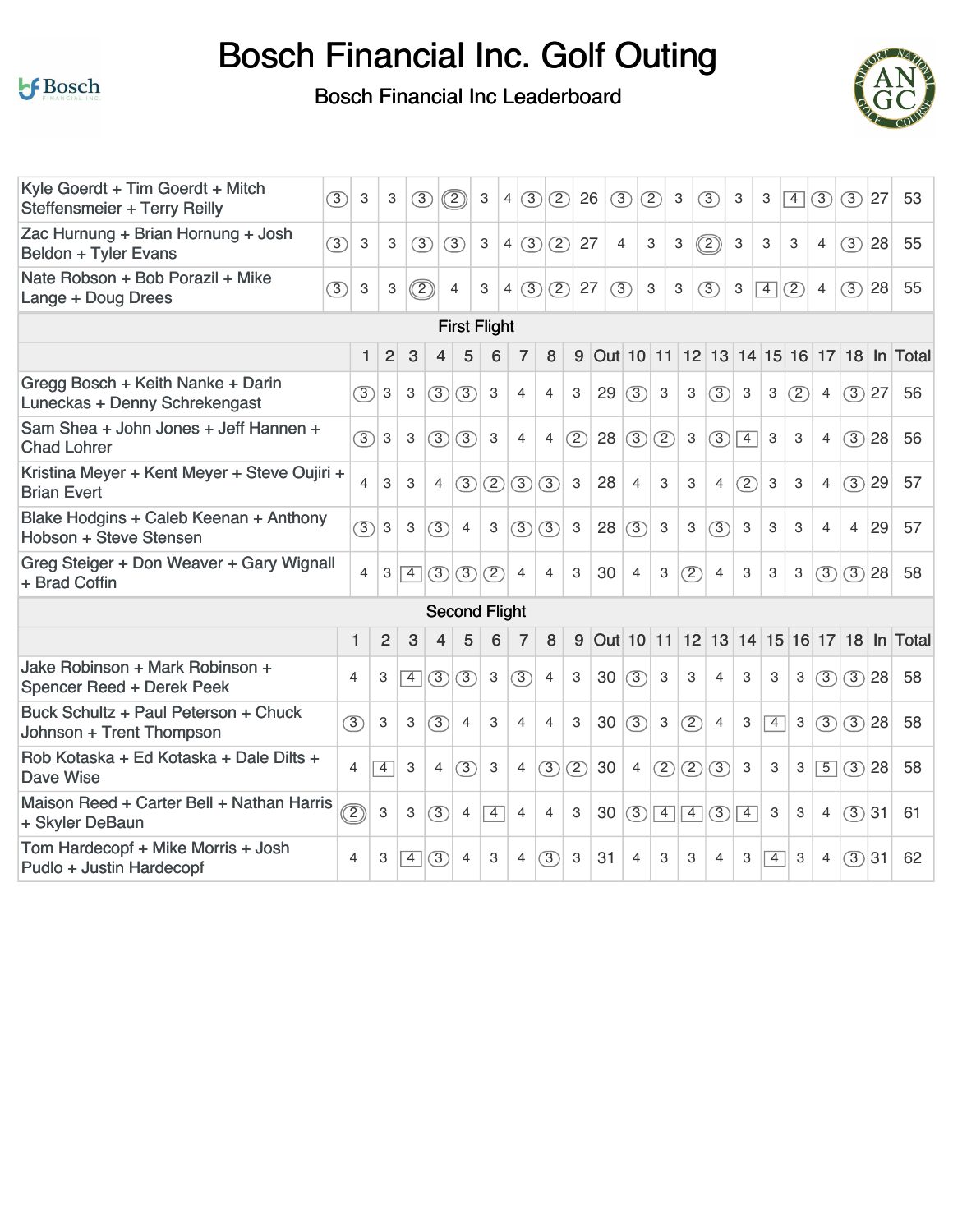# Bosch Financial Inc. Golf Outing

Bosch Financial Inc Leaderboard

| Team | 1 | 2 | 3 | 4 | 5 | 6 | 7 | 8 | 9 | Out | 10 | 11 | 12 | 13 | 14 | 15 | 16 | 17 | 18 | In | Total |
|---|---|---|---|---|---|---|---|---|---|---|---|---|---|---|---|---|---|---|---|---|---|
| Kyle Goerdt + Tim Goerdt + Mitch Steffensmeier + Terry Reilly | 3 | 3 | 3 | 3 | 2 | 3 | 4 | 3 | 2 | 26 | 3 | 2 | 3 | 3 | 3 | 3 | 4 | 3 | 3 | 27 | 53 |
| Zac Hurnung + Brian Hornung + Josh Beldon + Tyler Evans | 3 | 3 | 3 | 3 | 3 | 3 | 4 | 3 | 2 | 27 | 4 | 3 | 3 | 2 | 3 | 3 | 3 | 4 | 3 | 28 | 55 |
| Nate Robson + Bob Porazil + Mike Lange + Doug Drees | 3 | 3 | 3 | 2 | 4 | 3 | 4 | 3 | 2 | 27 | 3 | 3 | 3 | 3 | 3 | 4 | 2 | 4 | 3 | 28 | 55 |

## First Flight

| Team | 1 | 2 | 3 | 4 | 5 | 6 | 7 | 8 | 9 | Out | 10 | 11 | 12 | 13 | 14 | 15 | 16 | 17 | 18 | In | Total |
|---|---|---|---|---|---|---|---|---|---|---|---|---|---|---|---|---|---|---|---|---|---|
| Gregg Bosch + Keith Nanke + Darin Luneckas + Denny Schrekengast | 3 | 3 | 3 | 3 | 3 | 3 | 4 | 4 | 3 | 29 | 3 | 3 | 3 | 3 | 3 | 3 | 2 | 4 | 3 | 27 | 56 |
| Sam Shea + John Jones + Jeff Hannen + Chad Lohrer | 3 | 3 | 3 | 3 | 3 | 3 | 4 | 4 | 2 | 28 | 3 | 2 | 3 | 3 | 4 | 3 | 3 | 4 | 3 | 28 | 56 |
| Kristina Meyer + Kent Meyer + Steve Oujiri + Brian Evert | 4 | 3 | 3 | 4 | 3 | 2 | 3 | 3 | 3 | 28 | 4 | 3 | 3 | 4 | 2 | 3 | 3 | 4 | 3 | 29 | 57 |
| Blake Hodgins + Caleb Keenan + Anthony Hobson + Steve Stensen | 3 | 3 | 3 | 3 | 4 | 3 | 3 | 3 | 3 | 28 | 3 | 3 | 3 | 3 | 3 | 3 | 3 | 4 | 4 | 29 | 57 |
| Greg Steiger + Don Weaver + Gary Wignall + Brad Coffin | 4 | 3 | 4 | 3 | 3 | 2 | 4 | 4 | 3 | 30 | 4 | 3 | 2 | 4 | 3 | 3 | 3 | 3 | 3 | 28 | 58 |

## Second Flight

| Team | 1 | 2 | 3 | 4 | 5 | 6 | 7 | 8 | 9 | Out | 10 | 11 | 12 | 13 | 14 | 15 | 16 | 17 | 18 | In | Total |
|---|---|---|---|---|---|---|---|---|---|---|---|---|---|---|---|---|---|---|---|---|---|
| Jake Robinson + Mark Robinson + Spencer Reed + Derek Peek | 4 | 3 | 4 | 3 | 3 | 3 | 3 | 4 | 3 | 30 | 3 | 3 | 3 | 4 | 3 | 3 | 3 | 3 | 3 | 28 | 58 |
| Buck Schultz + Paul Peterson + Chuck Johnson + Trent Thompson | 3 | 3 | 3 | 3 | 4 | 3 | 4 | 4 | 3 | 30 | 3 | 3 | 2 | 4 | 3 | 4 | 3 | 3 | 3 | 28 | 58 |
| Rob Kotaska + Ed Kotaska + Dale Dilts + Dave Wise | 4 | 4 | 3 | 4 | 3 | 3 | 4 | 3 | 2 | 30 | 4 | 2 | 2 | 3 | 3 | 3 | 3 | 5 | 3 | 28 | 58 |
| Maison Reed + Carter Bell + Nathan Harris + Skyler DeBaun | 2 | 3 | 3 | 3 | 4 | 4 | 4 | 4 | 3 | 30 | 3 | 4 | 4 | 3 | 4 | 3 | 3 | 4 | 3 | 31 | 61 |
| Tom Hardecopf + Mike Morris + Josh Pudlo + Justin Hardecopf | 4 | 3 | 4 | 3 | 4 | 3 | 4 | 3 | 3 | 31 | 4 | 3 | 3 | 4 | 3 | 4 | 3 | 4 | 3 | 31 | 62 |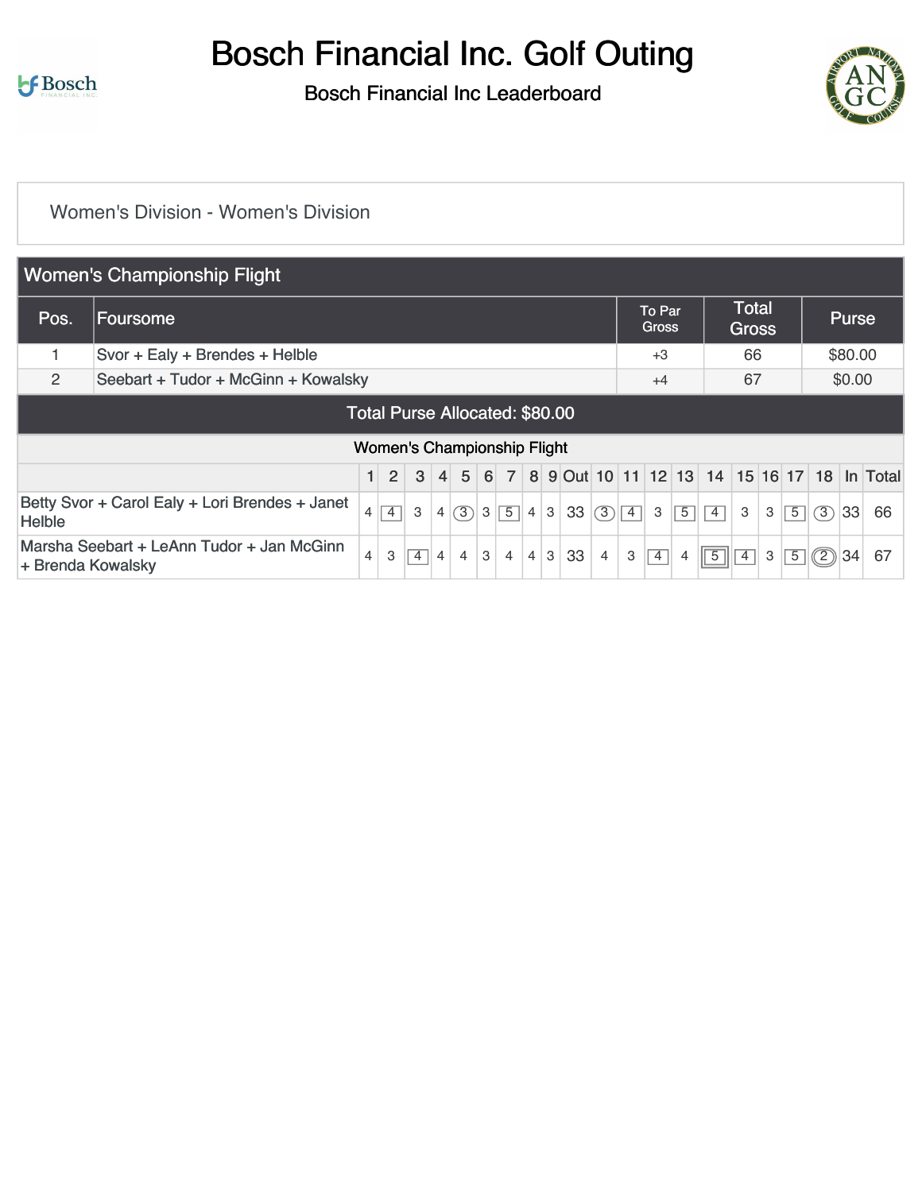# Bosch Financial Inc. Golf Outing

## Bosch Financial Inc Leaderboard

Women's Division - Women's Division

### Women's Championship Flight

| Pos. | Foursome | To Par Gross | Total Gross | Purse |
|---|---|---|---|---|
| 1 | Svor + Ealy + Brendes + Helble | +3 | 66 | $80.00 |
| 2 | Seebart + Tudor + McGinn + Kowalsky | +4 | 67 | $0.00 |

Total Purse Allocated: $80.00

Women's Championship Flight

| | 1 | 2 | 3 | 4 | 5 | 6 | 7 | 8 | 9 | Out | 10 | 11 | 12 | 13 | 14 | 15 | 16 | 17 | 18 | In | Total |
|---|---|---|---|---|---|---|---|---|---|---|---|---|---|---|---|---|---|---|---|---|---|
| Betty Svor + Carol Ealy + Lori Brendes + Janet Helble | 4 | 4 | 3 | 4 | 3 | 3 | 5 | 4 | 3 | 33 | 3 | 4 | 3 | 5 | 4 | 3 | 3 | 5 | 3 | 33 | 66 |
| Marsha Seebart + LeAnn Tudor + Jan McGinn + Brenda Kowalsky | 4 | 3 | 4 | 4 | 4 | 3 | 4 | 4 | 3 | 33 | 4 | 3 | 4 | 4 | 5 | 4 | 3 | 5 | 2 | 34 | 67 |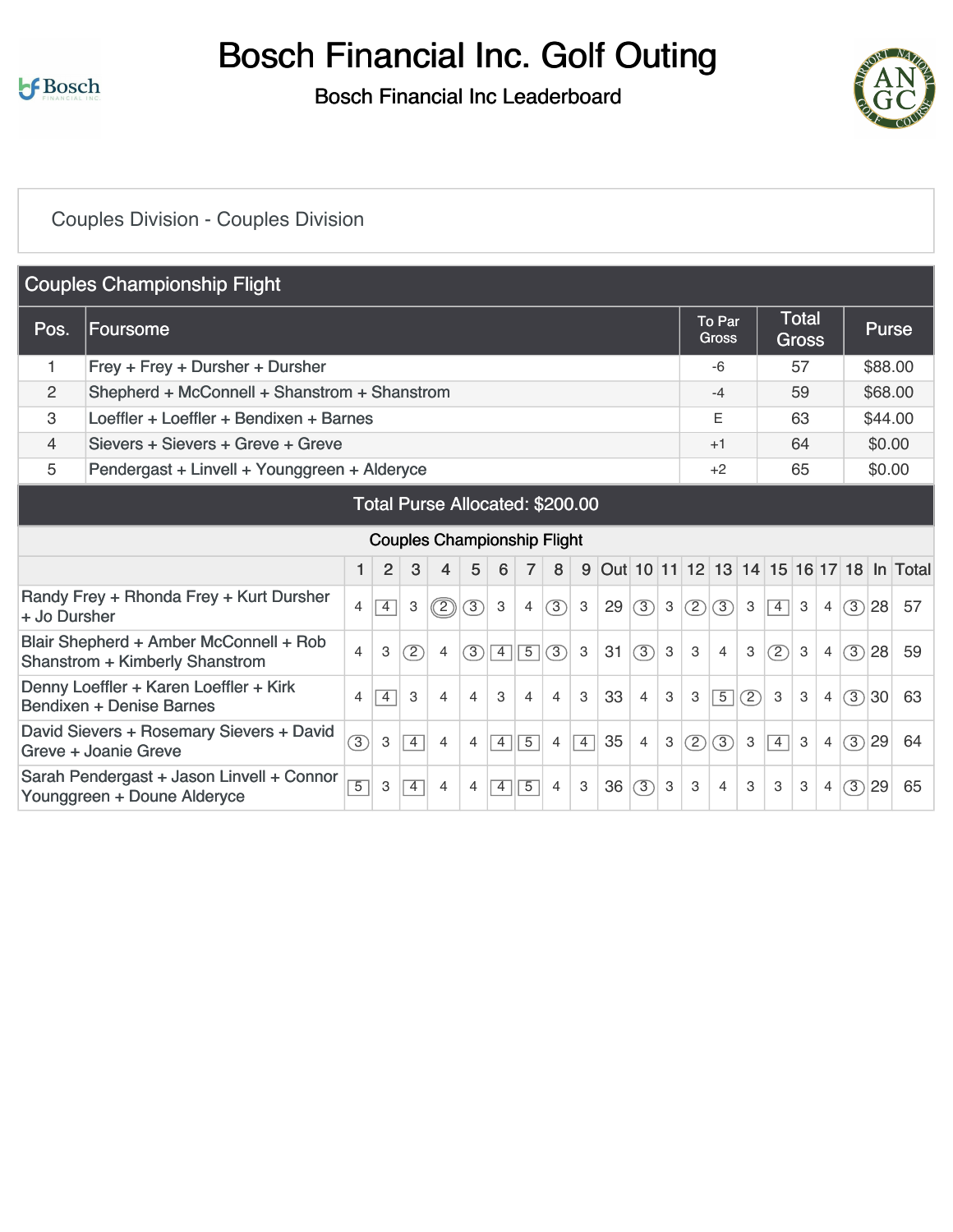# Bosch Financial Inc. Golf Outing

## Bosch Financial Inc Leaderboard

Couples Division - Couples Division

### Couples Championship Flight

| Pos. | Foursome | To Par Gross | Total Gross | Purse |
|---|---|---|---|---|
| 1 | Frey + Frey + Dursher + Dursher | -6 | 57 | $88.00 |
| 2 | Shepherd + McConnell + Shanstrom + Shanstrom | -4 | 59 | $68.00 |
| 3 | Loeffler + Loeffler + Bendixen + Barnes | E | 63 | $44.00 |
| 4 | Sievers + Sievers + Greve + Greve | +1 | 64 | $0.00 |
| 5 | Pendergast + Linvell + Younggreen + Alderyce | +2 | 65 | $0.00 |

Total Purse Allocated: $200.00

Couples Championship Flight

| | 1 | 2 | 3 | 4 | 5 | 6 | 7 | 8 | 9 | Out | 10 | 11 | 12 | 13 | 14 | 15 | 16 | 17 | 18 | In | Total |
|---|---|---|---|---|---|---|---|---|---|---|---|---|---|---|---|---|---|---|---|---|---|
| Randy Frey + Rhonda Frey + Kurt Dursher + Jo Dursher | 4 | 4 | 3 | 2 | 3 | 3 | 4 | 3 | 3 | 29 | 3 | 3 | 2 | 3 | 3 | 4 | 3 | 4 | 3 | 28 | 57 |
| Blair Shepherd + Amber McConnell + Rob Shanstrom + Kimberly Shanstrom | 4 | 3 | 2 | 4 | 3 | 4 | 5 | 3 | 3 | 31 | 3 | 3 | 3 | 4 | 3 | 2 | 3 | 4 | 3 | 28 | 59 |
| Denny Loeffler + Karen Loeffler + Kirk Bendixen + Denise Barnes | 4 | 4 | 3 | 4 | 4 | 3 | 4 | 4 | 3 | 33 | 4 | 3 | 3 | 5 | 2 | 3 | 3 | 4 | 3 | 30 | 63 |
| David Sievers + Rosemary Sievers + David Greve + Joanie Greve | 3 | 3 | 4 | 4 | 4 | 4 | 5 | 4 | 4 | 35 | 4 | 3 | 2 | 3 | 3 | 4 | 3 | 4 | 3 | 29 | 64 |
| Sarah Pendergast + Jason Linvell + Connor Younggreen + Doune Alderyce | 5 | 3 | 4 | 4 | 4 | 4 | 5 | 4 | 3 | 36 | 3 | 3 | 3 | 4 | 3 | 3 | 3 | 4 | 3 | 29 | 65 |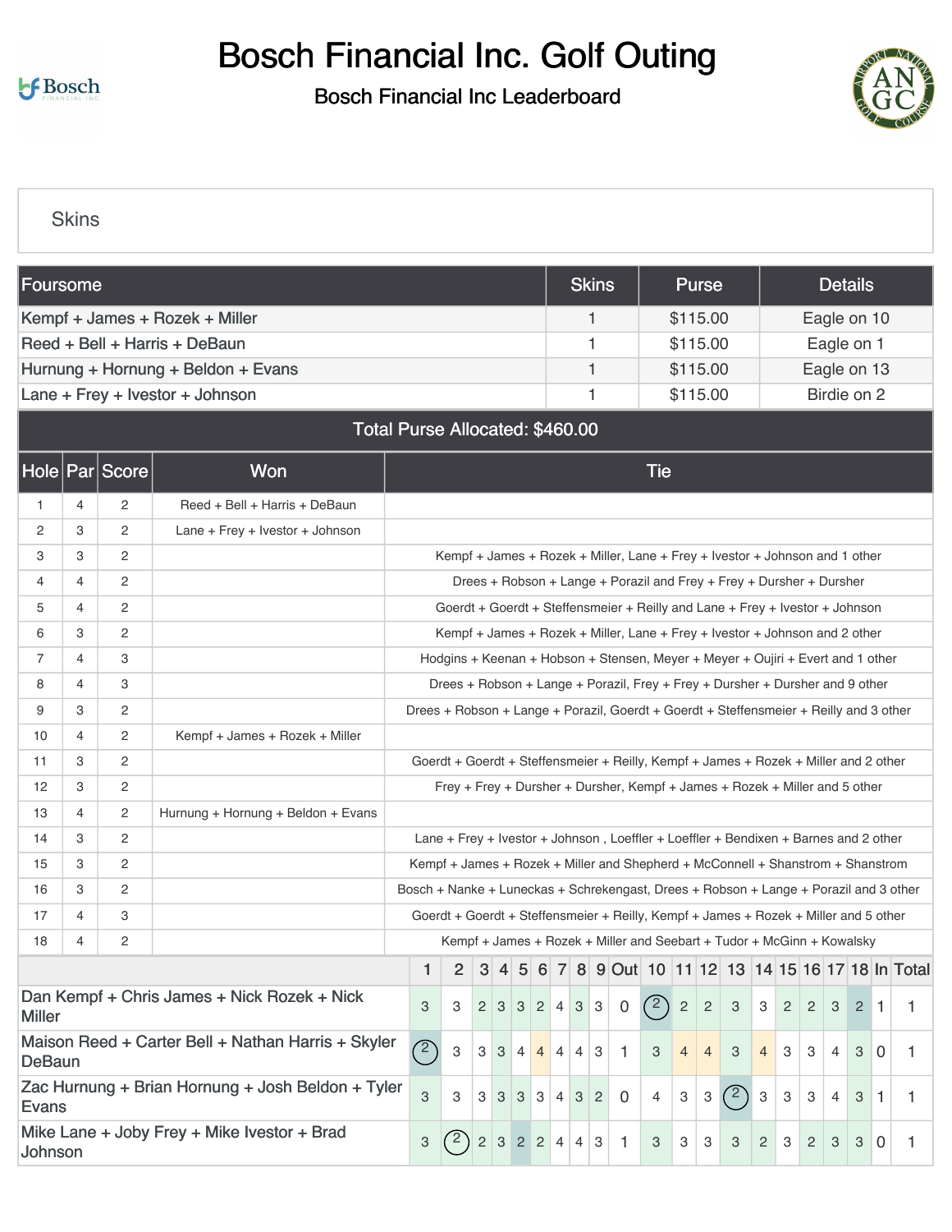# Bosch Financial Inc. Golf Outing

## Bosch Financial Inc Leaderboard

### Skins

| Foursome | Skins | Purse | Details |
|---|---|---|---|
| Kempf + James + Rozek + Miller | 1 | $115.00 | Eagle on 10 |
| Reed + Bell + Harris + DeBaun | 1 | $115.00 | Eagle on 1 |
| Hurnung + Hornung + Beldon + Evans | 1 | $115.00 | Eagle on 13 |
| Lane + Frey + Ivestor + Johnson | 1 | $115.00 | Birdie on 2 |
| **Total Purse Allocated: $460.00** | | | |

| Hole | Par | Score | Won | Tie |
|---|---|---|---|---|
| 1 | 4 | 2 | Reed + Bell + Harris + DeBaun | |
| 2 | 3 | 2 | Lane + Frey + Ivestor + Johnson | |
| 3 | 3 | 2 | | Kempf + James + Rozek + Miller, Lane + Frey + Ivestor + Johnson and 1 other |
| 4 | 4 | 2 | | Drees + Robson + Lange + Porazil and Frey + Frey + Dursher + Dursher |
| 5 | 4 | 2 | | Goerdt + Goerdt + Steffensmeier + Reilly and Lane + Frey + Ivestor + Johnson |
| 6 | 3 | 2 | | Kempf + James + Rozek + Miller, Lane + Frey + Ivestor + Johnson and 2 other |
| 7 | 4 | 3 | | Hodgins + Keenan + Hobson + Stensen, Meyer + Meyer + Oujiri + Evert and 1 other |
| 8 | 4 | 3 | | Drees + Robson + Lange + Porazil, Frey + Frey + Dursher + Dursher and 9 other |
| 9 | 3 | 2 | | Drees + Robson + Lange + Porazil, Goerdt + Goerdt + Steffensmeier + Reilly and 3 other |
| 10 | 4 | 2 | Kempf + James + Rozek + Miller | |
| 11 | 3 | 2 | | Goerdt + Goerdt + Steffensmeier + Reilly, Kempf + James + Rozek + Miller and 2 other |
| 12 | 3 | 2 | | Frey + Frey + Dursher + Dursher, Kempf + James + Rozek + Miller and 5 other |
| 13 | 4 | 2 | Hurnung + Hornung + Beldon + Evans | |
| 14 | 3 | 2 | | Lane + Frey + Ivestor + Johnson , Loeffler + Loeffler + Bendixen + Barnes and 2 other |
| 15 | 3 | 2 | | Kempf + James + Rozek + Miller and Shepherd + McConnell + Shanstrom + Shanstrom |
| 16 | 3 | 2 | | Bosch + Nanke + Luneckas + Schrekengast, Drees + Robson + Lange + Porazil and 3 other |
| 17 | 4 | 3 | | Goerdt + Goerdt + Steffensmeier + Reilly, Kempf + James + Rozek + Miller and 5 other |
| 18 | 4 | 2 | | Kempf + James + Rozek + Miller and Seebart + Tudor + McGinn + Kowalsky |

| | 1 | 2 | 3 | 4 | 5 | 6 | 7 | 8 | 9 | Out | 10 | 11 | 12 | 13 | 14 | 15 | 16 | 17 | 18 | In | Total |
|---|---|---|---|---|---|---|---|---|---|---|---|---|---|---|---|---|---|---|---|---|---|
| Dan Kempf + Chris James + Nick Rozek + Nick Miller | 3 | 3 | 2 | 3 | 3 | 2 | 4 | 3 | 3 | 0 | 2 | 2 | 2 | 3 | 3 | 2 | 2 | 3 | 2 | 1 | 1 |
| Maison Reed + Carter Bell + Nathan Harris + Skyler DeBaun | 2 | 3 | 3 | 3 | 4 | 4 | 4 | 4 | 3 | 1 | 3 | 4 | 4 | 3 | 4 | 3 | 3 | 4 | 3 | 0 | 1 |
| Zac Hurnung + Brian Hornung + Josh Beldon + Tyler Evans | 3 | 3 | 3 | 3 | 3 | 3 | 4 | 3 | 2 | 0 | 4 | 3 | 3 | 2 | 3 | 3 | 3 | 4 | 3 | 1 | 1 |
| Mike Lane + Joby Frey + Mike Ivestor + Brad Johnson | 3 | 2 | 2 | 3 | 2 | 2 | 4 | 4 | 3 | 1 | 3 | 3 | 3 | 3 | 2 | 3 | 2 | 3 | 3 | 0 | 1 |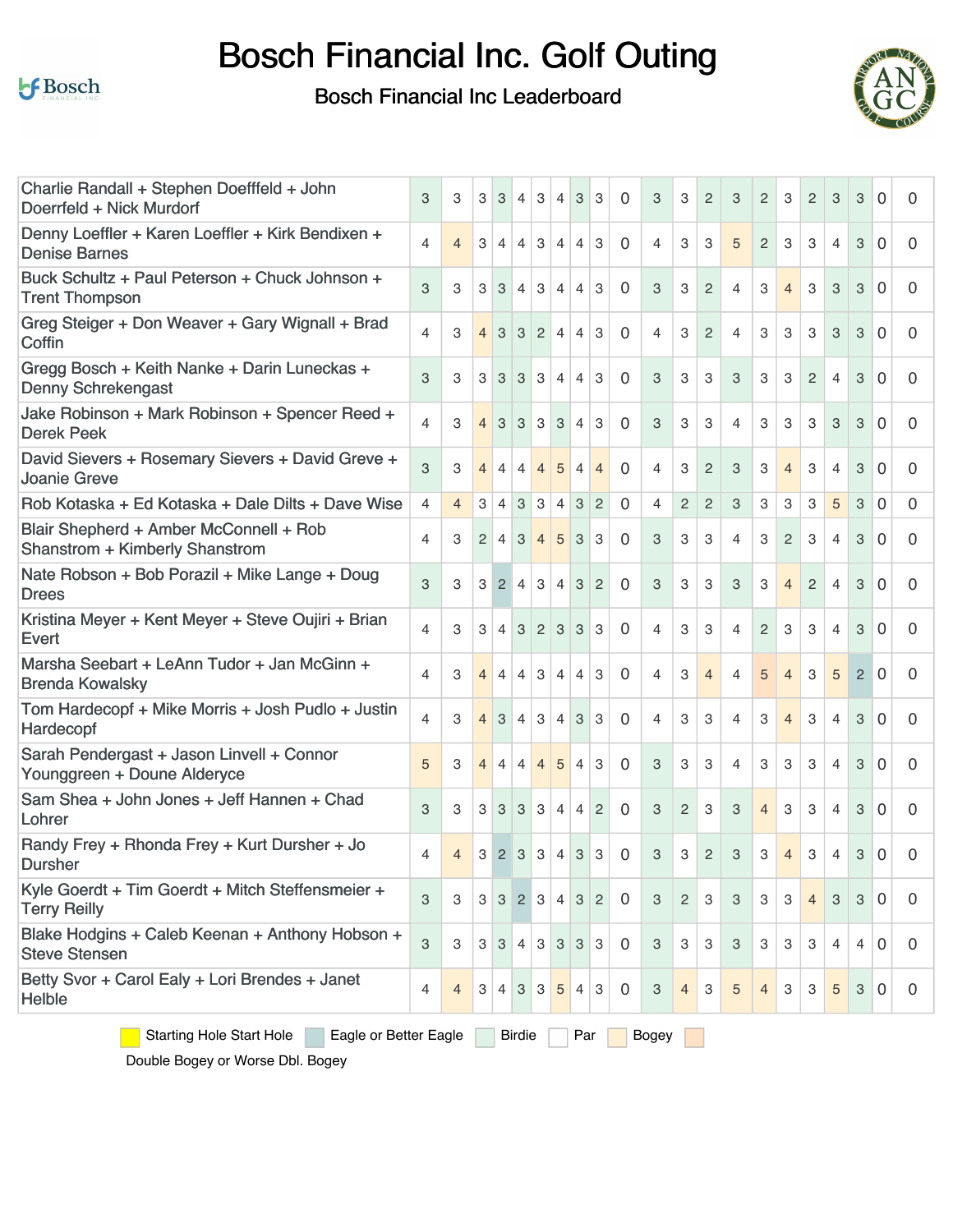# Bosch Financial Inc. Golf Outing

## Bosch Financial Inc Leaderboard

| Team | | | | | | | | | | | | | | | | | | | | | |
|---|---|---|---|---|---|---|---|---|---|---|---|---|---|---|---|---|---|---|---|---|---|
| Charlie Randall + Stephen Doefffeld + John Doerrfeld + Nick Murdorf | 3 | 3 | 3 | 3 | 4 | 3 | 4 | 3 | 3 | 0 | 3 | 3 | 2 | 3 | 2 | 3 | 2 | 3 | 3 | 0 | 0 |
| Denny Loeffler + Karen Loeffler + Kirk Bendixen + Denise Barnes | 4 | 4 | 3 | 4 | 4 | 3 | 4 | 4 | 3 | 0 | 4 | 3 | 3 | 5 | 2 | 3 | 3 | 4 | 3 | 0 | 0 |
| Buck Schultz + Paul Peterson + Chuck Johnson + Trent Thompson | 3 | 3 | 3 | 3 | 4 | 3 | 4 | 4 | 3 | 0 | 3 | 3 | 2 | 4 | 3 | 4 | 3 | 3 | 3 | 0 | 0 |
| Greg Steiger + Don Weaver + Gary Wignall + Brad Coffin | 4 | 3 | 4 | 3 | 3 | 2 | 4 | 4 | 3 | 0 | 4 | 3 | 2 | 4 | 3 | 3 | 3 | 3 | 3 | 0 | 0 |
| Gregg Bosch + Keith Nanke + Darin Luneckas + Denny Schrekengast | 3 | 3 | 3 | 3 | 3 | 3 | 4 | 4 | 3 | 0 | 3 | 3 | 3 | 3 | 3 | 3 | 2 | 4 | 3 | 0 | 0 |
| Jake Robinson + Mark Robinson + Spencer Reed + Derek Peek | 4 | 3 | 4 | 3 | 3 | 3 | 3 | 4 | 3 | 0 | 3 | 3 | 3 | 4 | 3 | 3 | 3 | 3 | 3 | 0 | 0 |
| David Sievers + Rosemary Sievers + David Greve + Joanie Greve | 3 | 3 | 4 | 4 | 4 | 4 | 5 | 4 | 4 | 0 | 4 | 3 | 2 | 3 | 3 | 4 | 3 | 4 | 3 | 0 | 0 |
| Rob Kotaska + Ed Kotaska + Dale Dilts + Dave Wise | 4 | 4 | 3 | 4 | 3 | 3 | 4 | 3 | 2 | 0 | 4 | 2 | 2 | 3 | 3 | 3 | 3 | 5 | 3 | 0 | 0 |
| Blair Shepherd + Amber McConnell + Rob Shanstrom + Kimberly Shanstrom | 4 | 3 | 2 | 4 | 3 | 4 | 5 | 3 | 3 | 0 | 3 | 3 | 3 | 4 | 3 | 2 | 3 | 4 | 3 | 0 | 0 |
| Nate Robson + Bob Porazil + Mike Lange + Doug Drees | 3 | 3 | 3 | 2 | 4 | 3 | 4 | 3 | 2 | 0 | 3 | 3 | 3 | 3 | 3 | 4 | 2 | 4 | 3 | 0 | 0 |
| Kristina Meyer + Kent Meyer + Steve Oujiri + Brian Evert | 4 | 3 | 3 | 4 | 3 | 2 | 3 | 3 | 3 | 0 | 4 | 3 | 3 | 4 | 2 | 3 | 3 | 4 | 3 | 0 | 0 |
| Marsha Seebart + LeAnn Tudor + Jan McGinn + Brenda Kowalsky | 4 | 3 | 4 | 4 | 4 | 3 | 4 | 4 | 3 | 0 | 4 | 3 | 4 | 4 | 5 | 4 | 3 | 5 | 2 | 0 | 0 |
| Tom Hardecopf + Mike Morris + Josh Pudlo + Justin Hardecopf | 4 | 3 | 4 | 3 | 4 | 3 | 4 | 3 | 3 | 0 | 4 | 3 | 3 | 4 | 3 | 4 | 3 | 4 | 3 | 0 | 0 |
| Sarah Pendergast + Jason Linvell + Connor Younggreen + Doune Alderyce | 5 | 3 | 4 | 4 | 4 | 4 | 5 | 4 | 3 | 0 | 3 | 3 | 3 | 4 | 3 | 3 | 3 | 4 | 3 | 0 | 0 |
| Sam Shea + John Jones + Jeff Hannen + Chad Lohrer | 3 | 3 | 3 | 3 | 3 | 3 | 4 | 4 | 2 | 0 | 3 | 2 | 3 | 3 | 4 | 3 | 3 | 4 | 3 | 0 | 0 |
| Randy Frey + Rhonda Frey + Kurt Dursher + Jo Dursher | 4 | 4 | 3 | 2 | 3 | 3 | 4 | 3 | 3 | 0 | 3 | 3 | 2 | 3 | 3 | 4 | 3 | 4 | 3 | 0 | 0 |
| Kyle Goerdt + Tim Goerdt + Mitch Steffensmeier + Terry Reilly | 3 | 3 | 3 | 3 | 2 | 3 | 4 | 3 | 2 | 0 | 3 | 2 | 3 | 3 | 3 | 3 | 4 | 3 | 3 | 0 | 0 |
| Blake Hodgins + Caleb Keenan + Anthony Hobson + Steve Stensen | 3 | 3 | 3 | 3 | 4 | 3 | 3 | 3 | 3 | 0 | 3 | 3 | 3 | 3 | 3 | 3 | 3 | 4 | 4 | 0 | 0 |
| Betty Svor + Carol Ealy + Lori Brendes + Janet Helble | 4 | 4 | 3 | 4 | 3 | 3 | 5 | 4 | 3 | 0 | 3 | 4 | 3 | 5 | 4 | 3 | 3 | 5 | 3 | 0 | 0 |

Starting Hole Start Hole | Eagle or Better Eagle | Birdie | Par | Bogey | Double Bogey or Worse Dbl. Bogey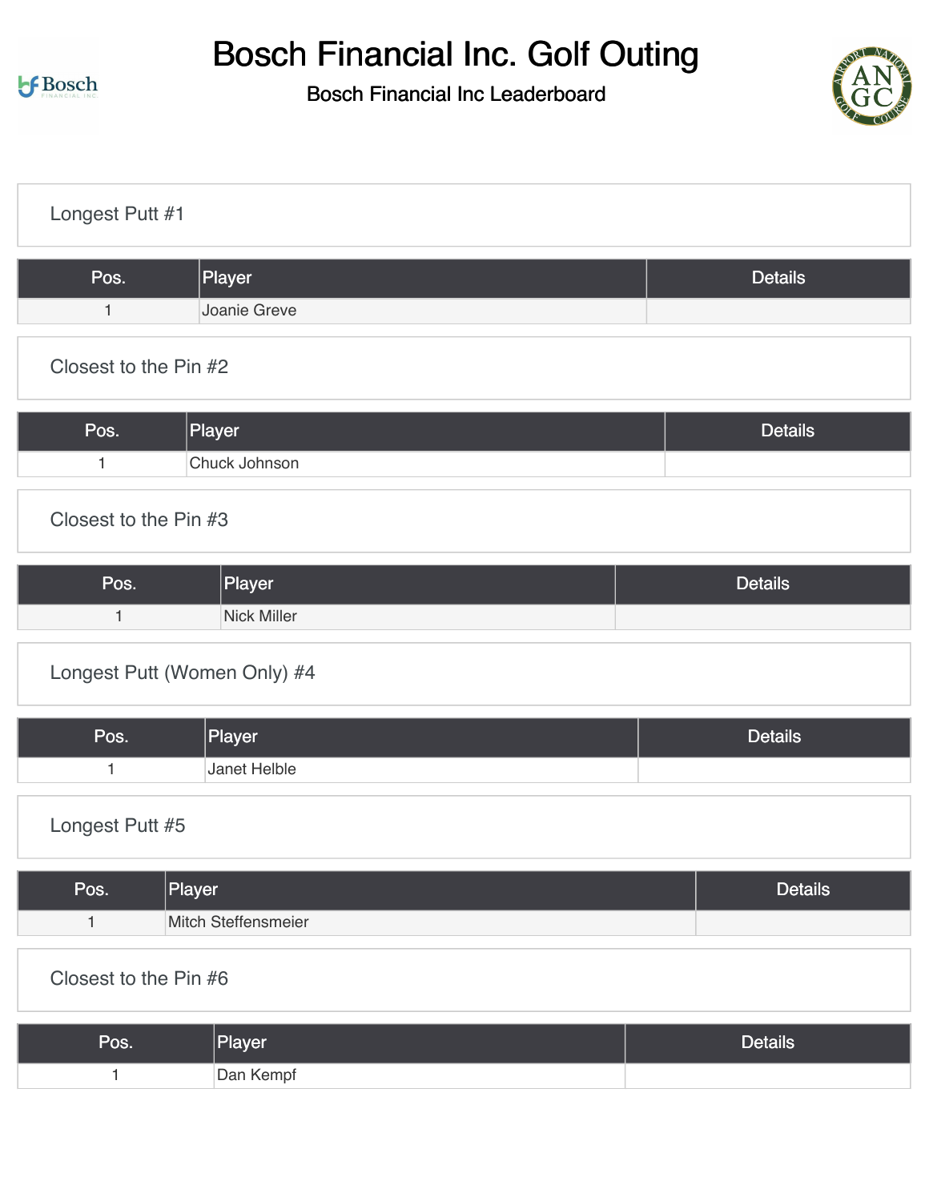# Bosch Financial Inc. Golf Outing

## Bosch Financial Inc Leaderboard

### Longest Putt #1

| Pos. | Player | Details |
| --- | --- | --- |
| 1 | Joanie Greve | |

### Closest to the Pin #2

| Pos. | Player | Details |
| --- | --- | --- |
| 1 | Chuck Johnson | |

### Closest to the Pin #3

| Pos. | Player | Details |
| --- | --- | --- |
| 1 | Nick Miller | |

### Longest Putt (Women Only) #4

| Pos. | Player | Details |
| --- | --- | --- |
| 1 | Janet Helble | |

### Longest Putt #5

| Pos. | Player | Details |
| --- | --- | --- |
| 1 | Mitch Steffensmeier | |

### Closest to the Pin #6

| Pos. | Player | Details |
| --- | --- | --- |
| 1 | Dan Kempf | |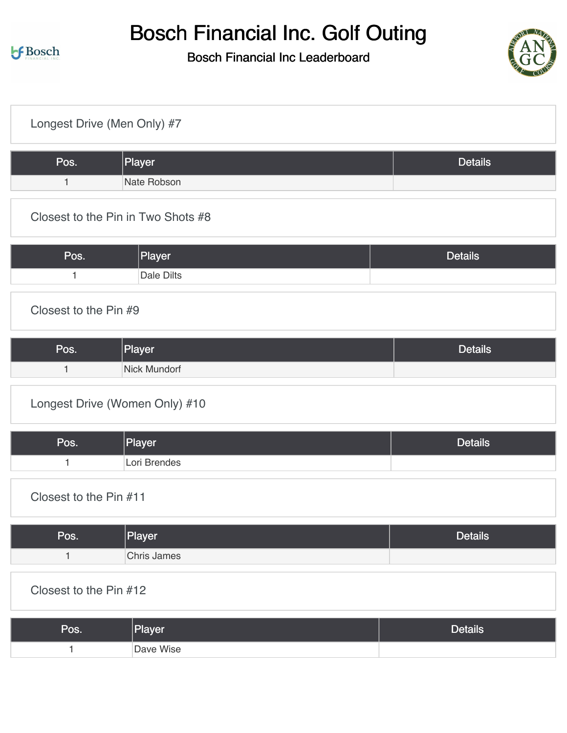# Bosch Financial Inc. Golf Outing

Bosch Financial Inc Leaderboard

## Longest Drive (Men Only) #7

| Pos. | Player | Details |
| --- | --- | --- |
| 1 | Nate Robson | |

## Closest to the Pin in Two Shots #8

| Pos. | Player | Details |
| --- | --- | --- |
| 1 | Dale Dilts | |

## Closest to the Pin #9

| Pos. | Player | Details |
| --- | --- | --- |
| 1 | Nick Mundorf | |

## Longest Drive (Women Only) #10

| Pos. | Player | Details |
| --- | --- | --- |
| 1 | Lori Brendes | |

## Closest to the Pin #11

| Pos. | Player | Details |
| --- | --- | --- |
| 1 | Chris James | |

## Closest to the Pin #12

| Pos. | Player | Details |
| --- | --- | --- |
| 1 | Dave Wise | |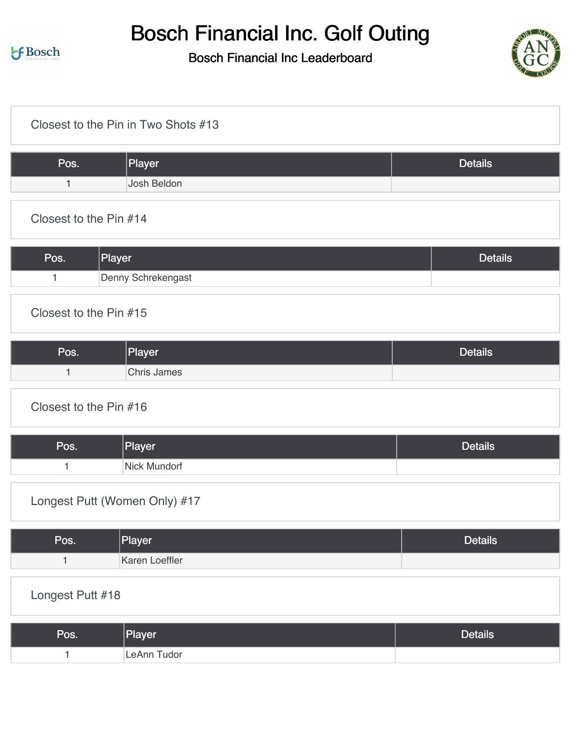# Bosch Financial Inc. Golf Outing

Bosch Financial Inc Leaderboard

## Closest to the Pin in Two Shots #13

| Pos. | Player | Details |
|---|---|---|
| 1 | Josh Beldon | |

## Closest to the Pin #14

| Pos. | Player | Details |
|---|---|---|
| 1 | Denny Schrekengast | |

## Closest to the Pin #15

| Pos. | Player | Details |
|---|---|---|
| 1 | Chris James | |

## Closest to the Pin #16

| Pos. | Player | Details |
|---|---|---|
| 1 | Nick Mundorf | |

## Longest Putt (Women Only) #17

| Pos. | Player | Details |
|---|---|---|
| 1 | Karen Loeffler | |

## Longest Putt #18

| Pos. | Player | Details |
|---|---|---|
| 1 | LeAnn Tudor | |